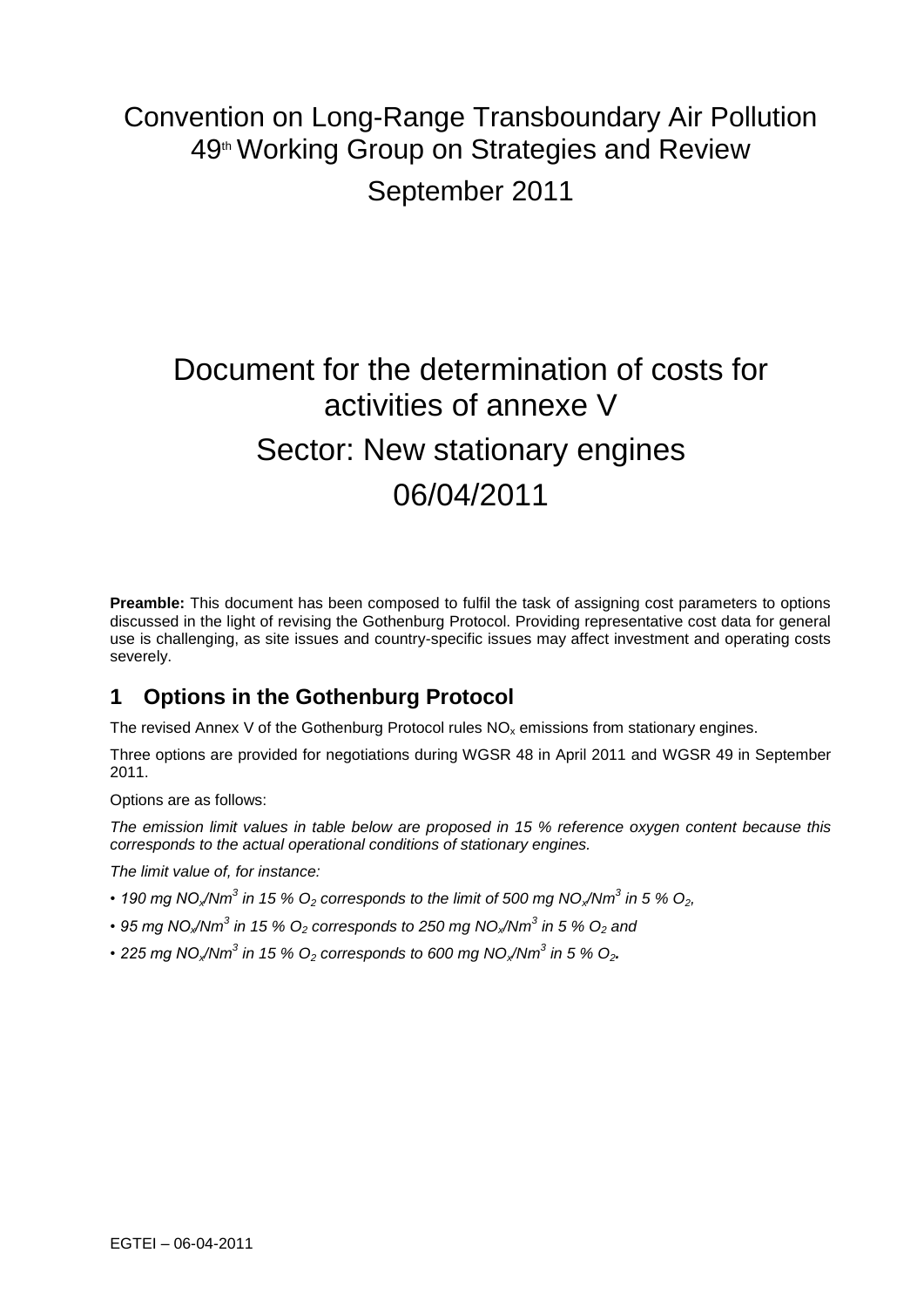# Convention on Long-Range Transboundary Air Pollution
# 49th Working Group on Strategies and Review
# September 2011

# Document for the determination of costs for activities of annexe V
# Sector: New stationary engines
# 06/04/2011

**Preamble:** This document has been composed to fulfil the task of assigning cost parameters to options discussed in the light of revising the Gothenburg Protocol. Providing representative cost data for general use is challenging, as site issues and country-specific issues may affect investment and operating costs severely.

## 1 Options in the Gothenburg Protocol

The revised Annex V of the Gothenburg Protocol rules $NO_x$ emissions from stationary engines.

Three options are provided for negotiations during WGSR 48 in April 2011 and WGSR 49 in September 2011.

Options are as follows:

*The emission limit values in table below are proposed in 15 % reference oxygen content because this corresponds to the actual operational conditions of stationary engines.*

*The limit value of, for instance:*

- *190 mg $NO_x/Nm^3$ in 15 % $O_2$ corresponds to the limit of 500 mg $NO_x/Nm^3$ in 5 % $O_2$,*
- *95 mg $NO_x/Nm^3$ in 15 % $O_2$ corresponds to 250 mg $NO_x/Nm^3$ in 5 % $O_2$ and*
- *225 mg $NO_x/Nm^3$ in 15 % $O_2$ corresponds to 600 mg $NO_x/Nm^3$ in 5 % $O_2$.*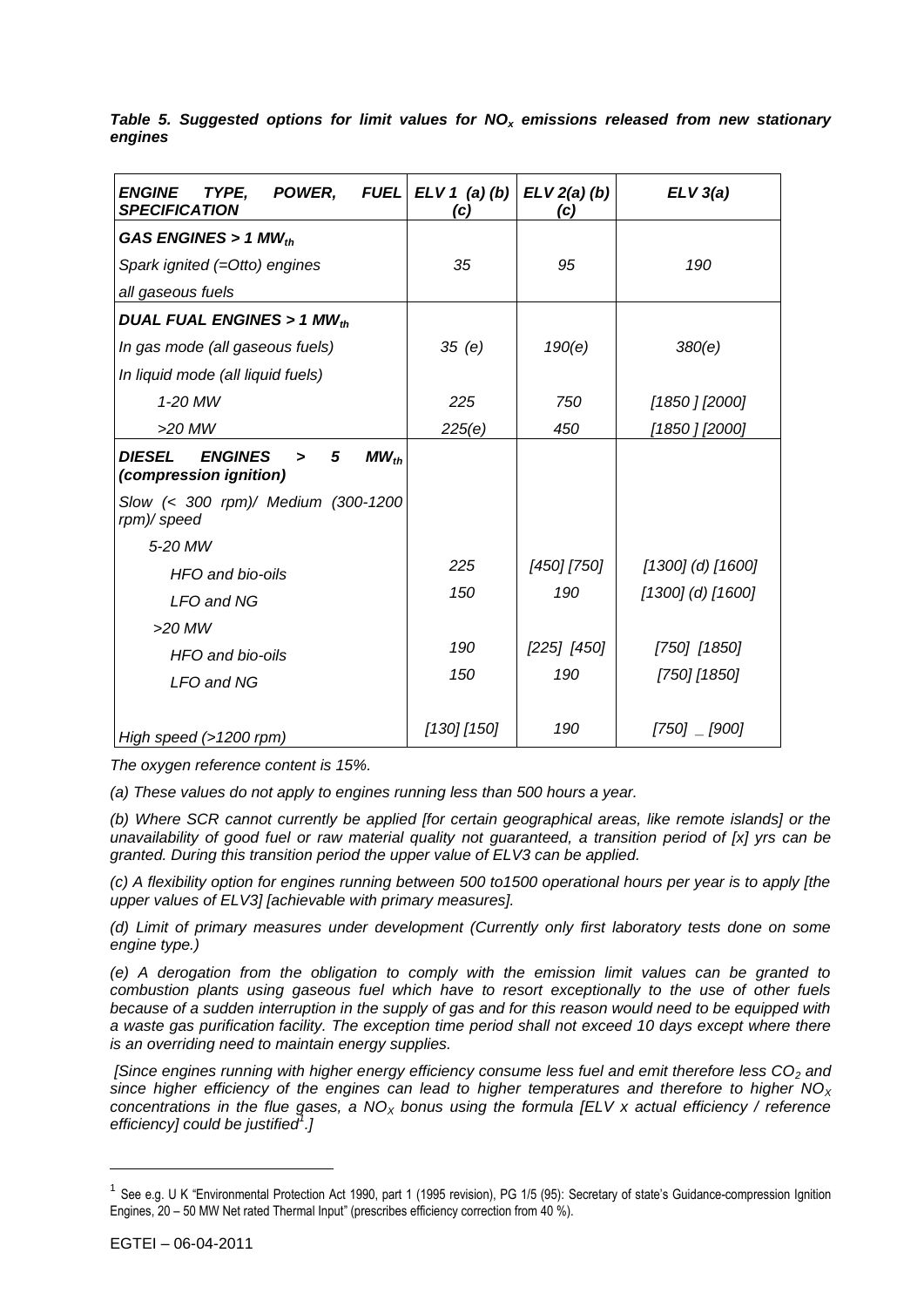***Table 5. Suggested options for limit values for $NO_x$ emissions released from new stationary engines***

| *ENGINE TYPE, POWER, FUEL SPECIFICATION* | *ELV 1 (a) (b) (c)* | *ELV 2(a) (b) (c)* | *ELV 3(a)* |
|---|---|---|---|
| ***GAS ENGINES > 1 $MW_{th}$*** | | | |
| *Spark ignited (=Otto) engines* | *35* | *95* | *190* |
| *all gaseous fuels* | | | |
| ***DUAL FUAL ENGINES > 1 $MW_{th}$*** | | | |
| *In gas mode (all gaseous fuels)* | *35 (e)* | *190(e)* | *380(e)* |
| *In liquid mode (all liquid fuels)* | | | |
| *1-20 MW* | *225* | *750* | *[1850 ] [2000]* |
| *>20 MW* | *225(e)* | *450* | *[1850 ] [2000]* |
| ***DIESEL ENGINES > 5 $MW_{th}$ (compression ignition)*** | | | |
| *Slow (< 300 rpm)/ Medium (300-1200 rpm)/ speed* | | | |
| *5-20 MW* | | | |
| *HFO and bio-oils* | *225* | *[450] [750]* | *[1300] (d) [1600]* |
| *LFO and NG* | *150* | *190* | *[1300] (d) [1600]* |
| *>20 MW* | | | |
| *HFO and bio-oils* | *190* | *[225] [450]* | *[750] [1850]* |
| *LFO and NG* | *150* | *190* | *[750] [1850]* |
| *High speed (>1200 rpm)* | *[130] [150]* | *190* | *[750] _ [900]* |

*The oxygen reference content is 15%.*

*(a) These values do not apply to engines running less than 500 hours a year.*

*(b) Where SCR cannot currently be applied [for certain geographical areas, like remote islands] or the unavailability of good fuel or raw material quality not guaranteed, a transition period of [x] yrs can be granted. During this transition period the upper value of ELV3 can be applied.*

*(c) A flexibility option for engines running between 500 to1500 operational hours per year is to apply [the upper values of ELV3] [achievable with primary measures].*

*(d) Limit of primary measures under development (Currently only first laboratory tests done on some engine type.)*

*(e) A derogation from the obligation to comply with the emission limit values can be granted to combustion plants using gaseous fuel which have to resort exceptionally to the use of other fuels because of a sudden interruption in the supply of gas and for this reason would need to be equipped with a waste gas purification facility. The exception time period shall not exceed 10 days except where there is an overriding need to maintain energy supplies.*

*[Since engines running with higher energy efficiency consume less fuel and emit therefore less $CO_2$ and since higher efficiency of the engines can lead to higher temperatures and therefore to higher $NO_X$ concentrations in the flue gases, a $NO_X$ bonus using the formula [ELV x actual efficiency / reference efficiency] could be justified[1].]*

[1] See e.g. U K "Environmental Protection Act 1990, part 1 (1995 revision), PG 1/5 (95): Secretary of state's Guidance-compression Ignition Engines, 20 – 50 MW Net rated Thermal Input" (prescribes efficiency correction from 40 %).

EGTEI – 06-04-2011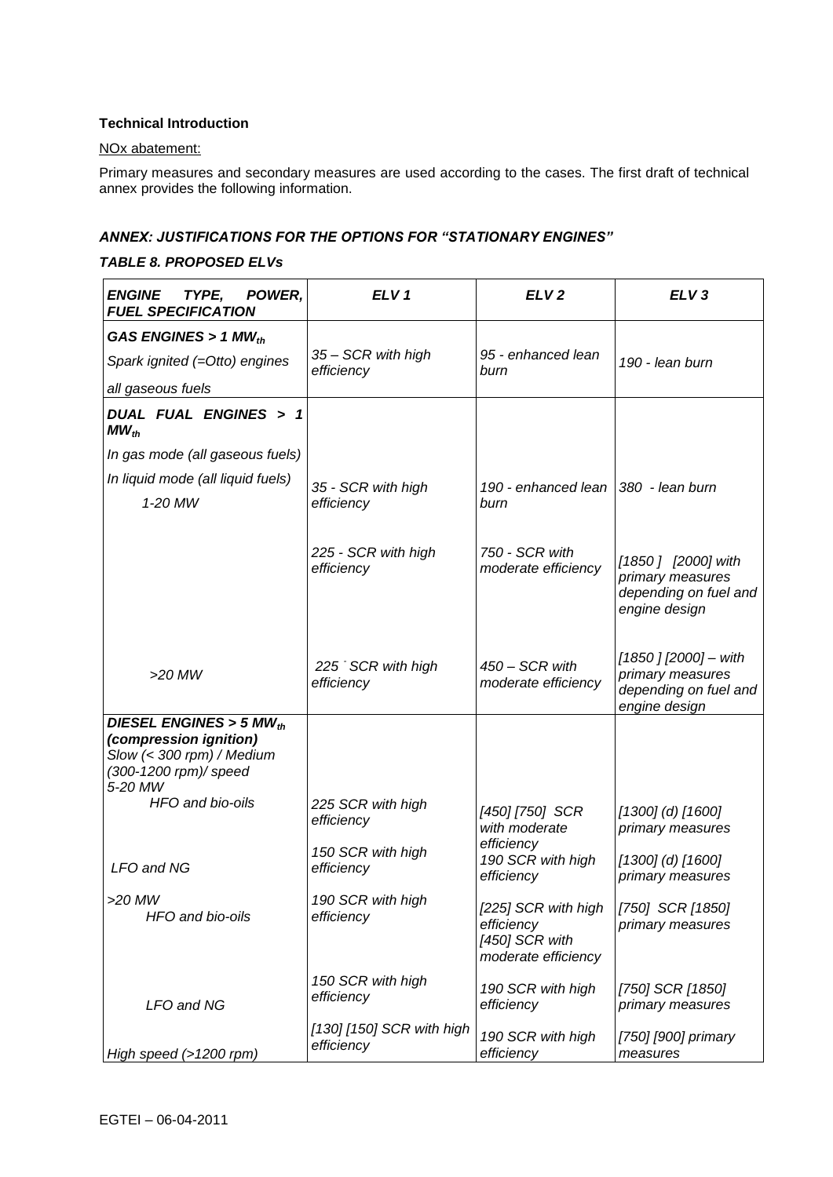**Technical Introduction**

NOx abatement:

Primary measures and secondary measures are used according to the cases. The first draft of technical annex provides the following information.

***ANNEX: JUSTIFICATIONS FOR THE OPTIONS FOR "STATIONARY ENGINES"***

***TABLE 8. PROPOSED ELVs***

| ***ENGINE TYPE, POWER, FUEL SPECIFICATION*** | ***ELV 1*** | ***ELV 2*** | ***ELV 3*** |
|---|---|---|---|
| ***GAS ENGINES > 1 $MW_{th}$***<br>*Spark ignited (=Otto) engines*<br>*all gaseous fuels* | *35 – SCR with high efficiency* | *95 - enhanced lean burn* | *190 - lean burn* |
| ***DUAL FUAL ENGINES > 1 $MW_{th}$***<br>*In gas mode (all gaseous fuels)*<br>*In liquid mode (all liquid fuels)*<br>*1-20 MW* | *35 - SCR with high efficiency* | *190 - enhanced lean burn* | *380 - lean burn* |
| | *225 - SCR with high efficiency* | *750 - SCR with moderate efficiency* | *[1850 ] [2000] with primary measures depending on fuel and engine design* |
| *>20 MW* | *225 - SCR with high efficiency* | *450 – SCR with moderate efficiency* | *[1850 ] [2000] – with primary measures depending on fuel and engine design* |
| ***DIESEL ENGINES > 5 $MW_{th}$ (compression ignition)***<br>*Slow (< 300 rpm) / Medium (300-1200 rpm)/ speed*<br>*5-20 MW*<br>*HFO and bio-oils* | *225 SCR with high efficiency* | *[450] [750] SCR with moderate efficiency* | *[1300] (d) [1600] primary measures* |
| *LFO and NG* | *150 SCR with high efficiency* | *190 SCR with high efficiency* | *[1300] (d) [1600] primary measures* |
| *>20 MW*<br>*HFO and bio-oils* | *190 SCR with high efficiency* | *[225] SCR with high efficiency*<br>*[450] SCR with moderate efficiency* | *[750] SCR [1850] primary measures* |
| *LFO and NG* | *150 SCR with high efficiency* | *190 SCR with high efficiency* | *[750] SCR [1850] primary measures* |
| *High speed (>1200 rpm)* | *[130] [150] SCR with high efficiency* | *190 SCR with high efficiency* | *[750] [900] primary measures* |

EGTEI – 06-04-2011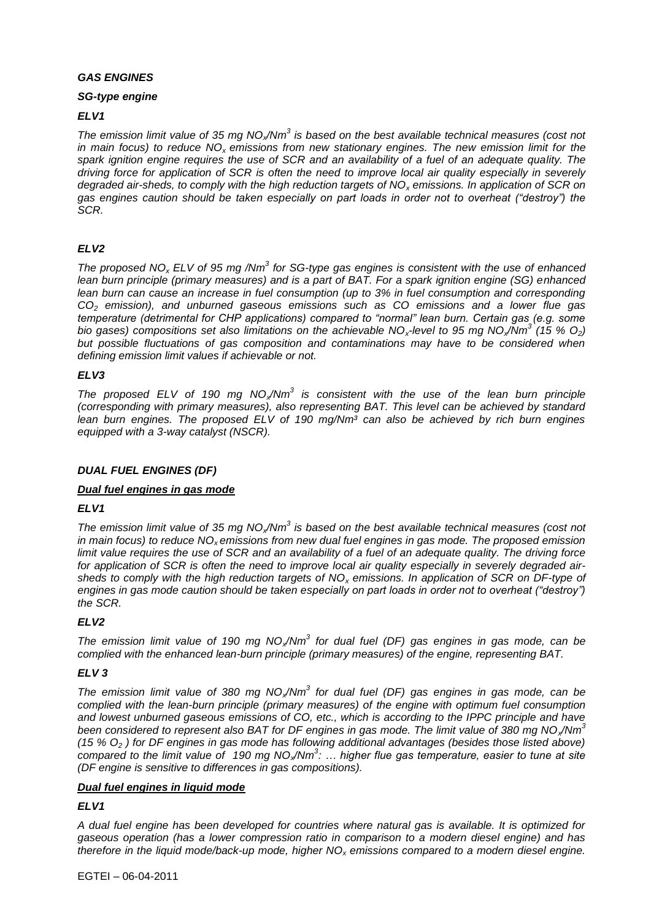***GAS ENGINES***

***SG-type engine***

***ELV1***

*The emission limit value of 35 mg $NO_x$/$Nm^3$ is based on the best available technical measures (cost not in main focus) to reduce $NO_x$ emissions from new stationary engines. The new emission limit for the spark ignition engine requires the use of SCR and an availability of a fuel of an adequate quality. The driving force for application of SCR is often the need to improve local air quality especially in severely degraded air-sheds, to comply with the high reduction targets of $NO_x$ emissions. In application of SCR on gas engines caution should be taken especially on part loads in order not to overheat ("destroy") the SCR.*

***ELV2***

*The proposed $NO_x$ ELV of 95 mg /$Nm^3$ for SG-type gas engines is consistent with the use of enhanced lean burn principle (primary measures) and is a part of BAT. For a spark ignition engine (SG) enhanced lean burn can cause an increase in fuel consumption (up to 3% in fuel consumption and corresponding $CO_2$ emission), and unburned gaseous emissions such as CO emissions and a lower flue gas temperature (detrimental for CHP applications) compared to "normal" lean burn. Certain gas (e.g. some bio gases) compositions set also limitations on the achievable $NO_x$-level to 95 mg $NO_x$/$Nm^3$ (15 % $O_2$) but possible fluctuations of gas composition and contaminations may have to be considered when defining emission limit values if achievable or not.*

***ELV3***

*The proposed ELV of 190 mg $NO_x$/$Nm^3$ is consistent with the use of the lean burn principle (corresponding with primary measures), also representing BAT. This level can be achieved by standard lean burn engines. The proposed ELV of 190 mg/$Nm^3$ can also be achieved by rich burn engines equipped with a 3-way catalyst (NSCR).*

***DUAL FUEL ENGINES (DF)***

***<u>Dual fuel engines in gas mode</u>***

***ELV1***

*The emission limit value of 35 mg $NO_x$/$Nm^3$ is based on the best available technical measures (cost not in main focus) to reduce $NO_x$ emissions from new dual fuel engines in gas mode. The proposed emission limit value requires the use of SCR and an availability of a fuel of an adequate quality. The driving force for application of SCR is often the need to improve local air quality especially in severely degraded air-sheds to comply with the high reduction targets of $NO_x$ emissions. In application of SCR on DF-type of engines in gas mode caution should be taken especially on part loads in order not to overheat ("destroy") the SCR.*

***ELV2***

*The emission limit value of 190 mg $NO_x$/$Nm^3$ for dual fuel (DF) gas engines in gas mode, can be complied with the enhanced lean-burn principle (primary measures) of the engine, representing BAT.*

***ELV 3***

*The emission limit value of 380 mg $NO_x$/$Nm^3$ for dual fuel (DF) gas engines in gas mode, can be complied with the lean-burn principle (primary measures) of the engine with optimum fuel consumption and lowest unburned gaseous emissions of CO, etc., which is according to the IPPC principle and have been considered to represent also BAT for DF engines in gas mode. The limit value of 380 mg $NO_x$/$Nm^3$ (15 % $O_2$ ) for DF engines in gas mode has following additional advantages (besides those listed above) compared to the limit value of 190 mg $NO_x$/$Nm^3$: … higher flue gas temperature, easier to tune at site (DF engine is sensitive to differences in gas compositions).*

***<u>Dual fuel engines in liquid mode</u>***

***ELV1***

*A dual fuel engine has been developed for countries where natural gas is available. It is optimized for gaseous operation (has a lower compression ratio in comparison to a modern diesel engine) and has therefore in the liquid mode/back-up mode, higher $NO_x$ emissions compared to a modern diesel engine.*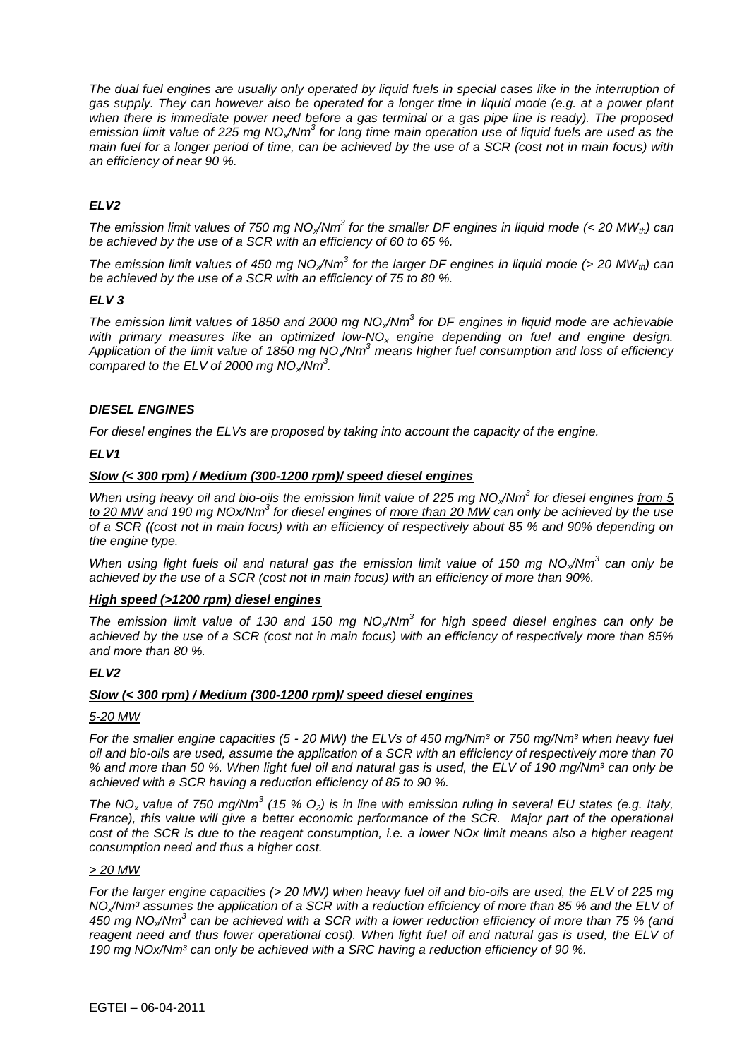*The dual fuel engines are usually only operated by liquid fuels in special cases like in the interruption of gas supply. They can however also be operated for a longer time in liquid mode (e.g. at a power plant when there is immediate power need before a gas terminal or a gas pipe line is ready). The proposed emission limit value of 225 mg $NO_x/Nm^3$ for long time main operation use of liquid fuels are used as the main fuel for a longer period of time, can be achieved by the use of a SCR (cost not in main focus) with an efficiency of near 90 %.*

#### *ELV2*

*The emission limit values of 750 mg $NO_x/Nm^3$ for the smaller DF engines in liquid mode (< 20 $MW_{th}$) can be achieved by the use of a SCR with an efficiency of 60 to 65 %.*

*The emission limit values of 450 mg $NO_x/Nm^3$ for the larger DF engines in liquid mode (> 20 $MW_{th}$) can be achieved by the use of a SCR with an efficiency of 75 to 80 %.*

#### *ELV 3*

*The emission limit values of 1850 and 2000 mg $NO_x/Nm^3$ for DF engines in liquid mode are achievable with primary measures like an optimized low-$NO_x$ engine depending on fuel and engine design. Application of the limit value of 1850 mg $NO_x/Nm^3$ means higher fuel consumption and loss of efficiency compared to the ELV of 2000 mg $NO_x/Nm^3$.*

### *DIESEL ENGINES*

*For diesel engines the ELVs are proposed by taking into account the capacity of the engine.*

#### *ELV1*

***Slow (< 300 rpm) / Medium (300-1200 rpm)/ speed diesel engines***

*When using heavy oil and bio-oils the emission limit value of 225 mg $NO_x/Nm^3$ for diesel engines from 5 to 20 MW and 190 mg NOx/$Nm^3$ for diesel engines of more than 20 MW can only be achieved by the use of a SCR ((cost not in main focus) with an efficiency of respectively about 85 % and 90% depending on the engine type.*

*When using light fuels oil and natural gas the emission limit value of 150 mg $NO_x/Nm^3$ can only be achieved by the use of a SCR (cost not in main focus) with an efficiency of more than 90%.*

***High speed (>1200 rpm) diesel engines***

*The emission limit value of 130 and 150 mg $NO_x/Nm^3$ for high speed diesel engines can only be achieved by the use of a SCR (cost not in main focus) with an efficiency of respectively more than 85% and more than 80 %.*

#### *ELV2*

***Slow (< 300 rpm) / Medium (300-1200 rpm)/ speed diesel engines***

*5-20 MW*

*For the smaller engine capacities (5 - 20 MW) the ELVs of 450 mg/Nm³ or 750 mg/Nm³ when heavy fuel oil and bio-oils are used, assume the application of a SCR with an efficiency of respectively more than 70 % and more than 50 %. When light fuel oil and natural gas is used, the ELV of 190 mg/Nm³ can only be achieved with a SCR having a reduction efficiency of 85 to 90 %.*

*The $NO_x$ value of 750 mg/$Nm^3$ (15 % $O_2$) is in line with emission ruling in several EU states (e.g. Italy, France), this value will give a better economic performance of the SCR. Major part of the operational cost of the SCR is due to the reagent consumption, i.e. a lower NOx limit means also a higher reagent consumption need and thus a higher cost.*

*> 20 MW*

*For the larger engine capacities (> 20 MW) when heavy fuel oil and bio-oils are used, the ELV of 225 mg $NO_x$/Nm³ assumes the application of a SCR with a reduction efficiency of more than 85 % and the ELV of 450 mg $NO_x/Nm^3$ can be achieved with a SCR with a lower reduction efficiency of more than 75 % (and reagent need and thus lower operational cost). When light fuel oil and natural gas is used, the ELV of 190 mg NOx/Nm³ can only be achieved with a SRC having a reduction efficiency of 90 %.*

EGTEI – 06-04-2011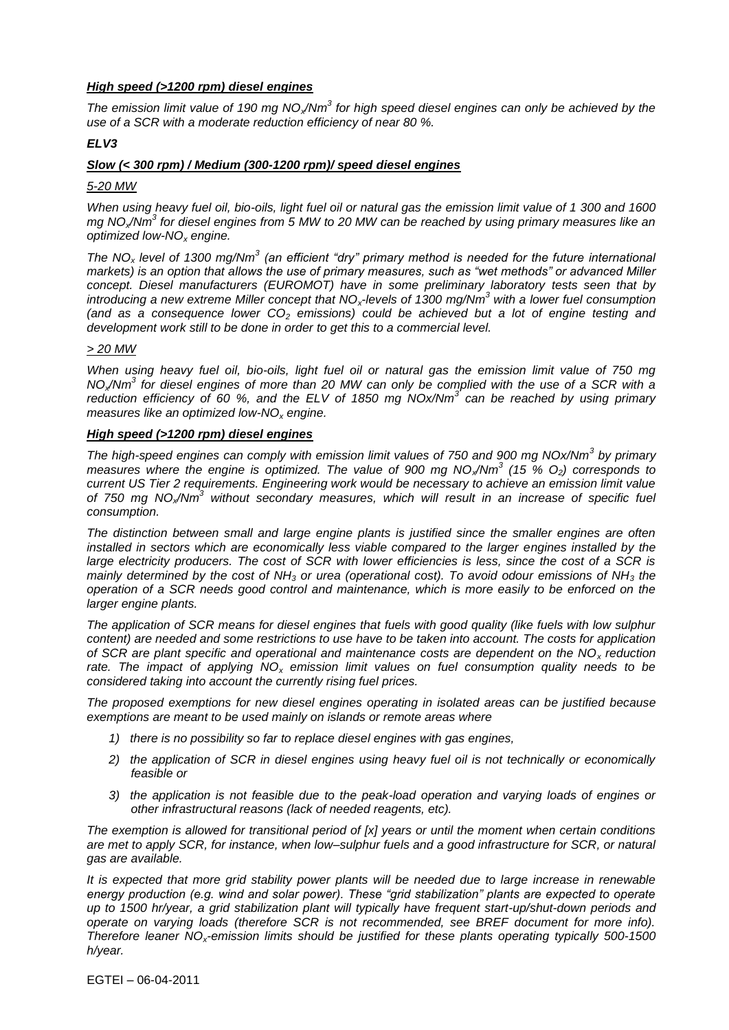***High speed (>1200 rpm) diesel engines***

*The emission limit value of 190 mg $NO_x$/Nm$^3$ for high speed diesel engines can only be achieved by the use of a SCR with a moderate reduction efficiency of near 80 %.*

***ELV3***

***Slow (< 300 rpm) / Medium (300-1200 rpm)/ speed diesel engines***

*5-20 MW*

*When using heavy fuel oil, bio-oils, light fuel oil or natural gas the emission limit value of 1 300 and 1600 mg $NO_x$/Nm$^3$ for diesel engines from 5 MW to 20 MW can be reached by using primary measures like an optimized low-$NO_x$ engine.*

*The $NO_x$ level of 1300 mg/Nm$^3$ (an efficient "dry" primary method is needed for the future international markets) is an option that allows the use of primary measures, such as "wet methods" or advanced Miller concept. Diesel manufacturers (EUROMOT) have in some preliminary laboratory tests seen that by introducing a new extreme Miller concept that $NO_x$-levels of 1300 mg/Nm$^3$ with a lower fuel consumption (and as a consequence lower $CO_2$ emissions) could be achieved but a lot of engine testing and development work still to be done in order to get this to a commercial level.*

*> 20 MW*

*When using heavy fuel oil, bio-oils, light fuel oil or natural gas the emission limit value of 750 mg $NO_x$/Nm$^3$ for diesel engines of more than 20 MW can only be complied with the use of a SCR with a reduction efficiency of 60 %, and the ELV of 1850 mg NOx/Nm$^3$ can be reached by using primary measures like an optimized low-$NO_x$ engine.*

***High speed (>1200 rpm) diesel engines***

*The high-speed engines can comply with emission limit values of 750 and 900 mg NOx/Nm$^3$ by primary measures where the engine is optimized. The value of 900 mg $NO_x$/Nm$^3$ (15 % $O_2$) corresponds to current US Tier 2 requirements. Engineering work would be necessary to achieve an emission limit value of 750 mg $NO_x$/Nm$^3$ without secondary measures, which will result in an increase of specific fuel consumption.*

*The distinction between small and large engine plants is justified since the smaller engines are often installed in sectors which are economically less viable compared to the larger engines installed by the large electricity producers. The cost of SCR with lower efficiencies is less, since the cost of a SCR is mainly determined by the cost of $NH_3$ or urea (operational cost). To avoid odour emissions of $NH_3$ the operation of a SCR needs good control and maintenance, which is more easily to be enforced on the larger engine plants.*

*The application of SCR means for diesel engines that fuels with good quality (like fuels with low sulphur content) are needed and some restrictions to use have to be taken into account. The costs for application of SCR are plant specific and operational and maintenance costs are dependent on the $NO_x$ reduction rate. The impact of applying $NO_x$ emission limit values on fuel consumption quality needs to be considered taking into account the currently rising fuel prices.*

*The proposed exemptions for new diesel engines operating in isolated areas can be justified because exemptions are meant to be used mainly on islands or remote areas where*

1) *there is no possibility so far to replace diesel engines with gas engines,*
2) *the application of SCR in diesel engines using heavy fuel oil is not technically or economically feasible or*
3) *the application is not feasible due to the peak-load operation and varying loads of engines or other infrastructural reasons (lack of needed reagents, etc).*

*The exemption is allowed for transitional period of [x] years or until the moment when certain conditions are met to apply SCR, for instance, when low–sulphur fuels and a good infrastructure for SCR, or natural gas are available.*

*It is expected that more grid stability power plants will be needed due to large increase in renewable energy production (e.g. wind and solar power). These "grid stabilization" plants are expected to operate up to 1500 hr/year, a grid stabilization plant will typically have frequent start-up/shut-down periods and operate on varying loads (therefore SCR is not recommended, see BREF document for more info). Therefore leaner $NO_x$-emission limits should be justified for these plants operating typically 500-1500 h/year.*

EGTEI – 06-04-2011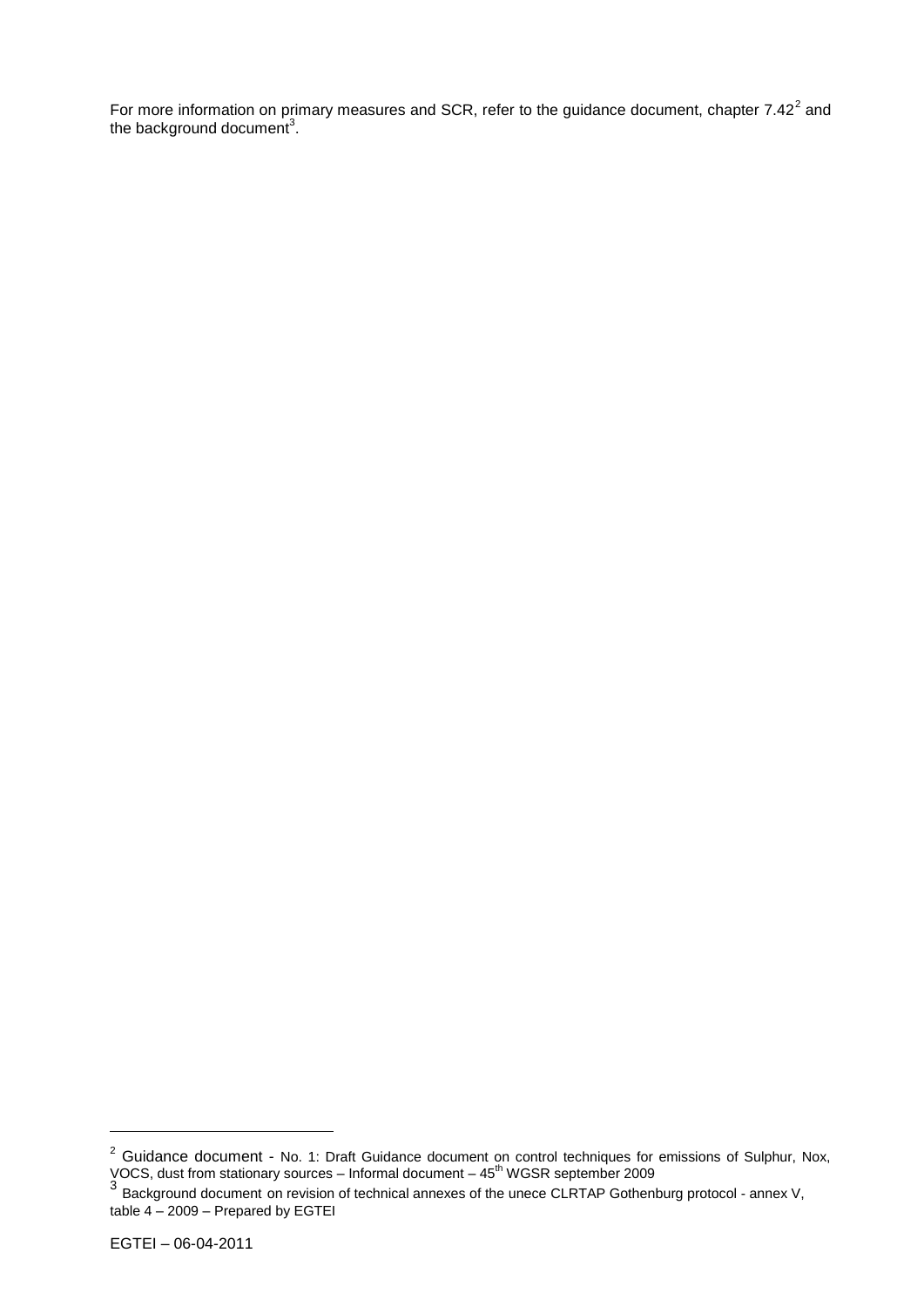For more information on primary measures and SCR, refer to the guidance document, chapter 7.42[2] and the background document[3].

[2] Guidance document - No. 1: Draft Guidance document on control techniques for emissions of Sulphur, Nox, VOCS, dust from stationary sources – Informal document – 45th WGSR september 2009

[3] Background document on revision of technical annexes of the unece CLRTAP Gothenburg protocol - annex V, table 4 – 2009 – Prepared by EGTEI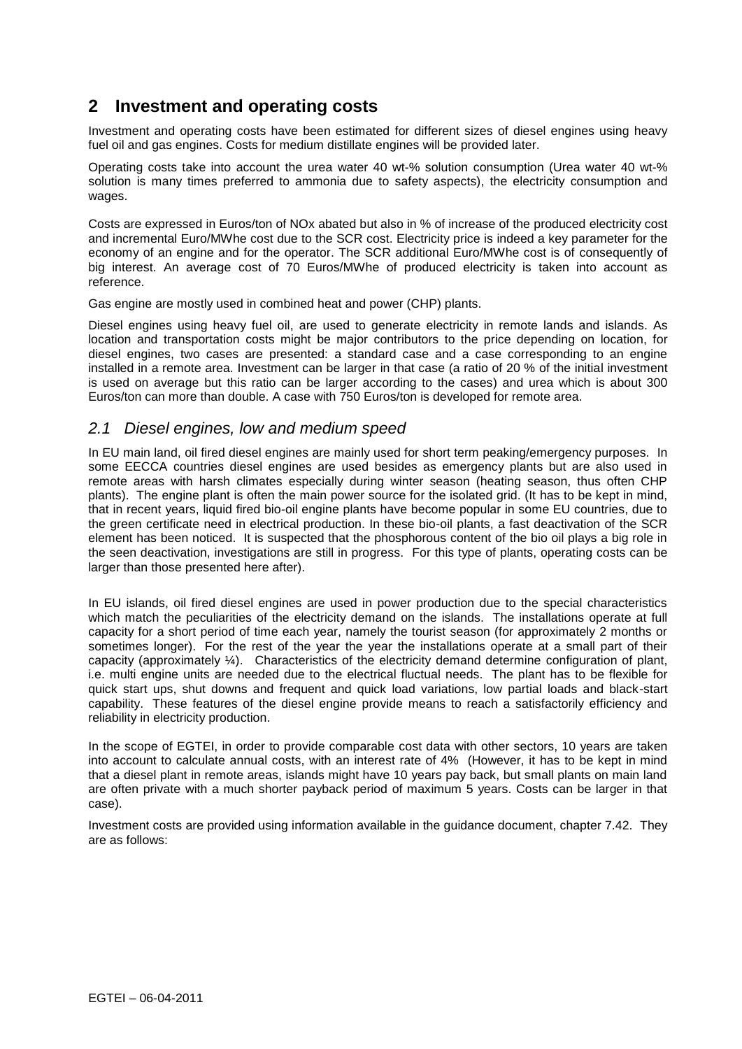# 2 Investment and operating costs

Investment and operating costs have been estimated for different sizes of diesel engines using heavy fuel oil and gas engines. Costs for medium distillate engines will be provided later.

Operating costs take into account the urea water 40 wt-% solution consumption (Urea water 40 wt-% solution is many times preferred to ammonia due to safety aspects), the electricity consumption and wages.

Costs are expressed in Euros/ton of NOx abated but also in % of increase of the produced electricity cost and incremental Euro/MWhe cost due to the SCR cost. Electricity price is indeed a key parameter for the economy of an engine and for the operator. The SCR additional Euro/MWhe cost is of consequently of big interest. An average cost of 70 Euros/MWhe of produced electricity is taken into account as reference.

Gas engine are mostly used in combined heat and power (CHP) plants.

Diesel engines using heavy fuel oil, are used to generate electricity in remote lands and islands. As location and transportation costs might be major contributors to the price depending on location, for diesel engines, two cases are presented: a standard case and a case corresponding to an engine installed in a remote area. Investment can be larger in that case (a ratio of 20 % of the initial investment is used on average but this ratio can be larger according to the cases) and urea which is about 300 Euros/ton can more than double. A case with 750 Euros/ton is developed for remote area.

## *2.1 Diesel engines, low and medium speed*

In EU main land, oil fired diesel engines are mainly used for short term peaking/emergency purposes. In some EECCA countries diesel engines are used besides as emergency plants but are also used in remote areas with harsh climates especially during winter season (heating season, thus often CHP plants). The engine plant is often the main power source for the isolated grid. (It has to be kept in mind, that in recent years, liquid fired bio-oil engine plants have become popular in some EU countries, due to the green certificate need in electrical production. In these bio-oil plants, a fast deactivation of the SCR element has been noticed. It is suspected that the phosphorous content of the bio oil plays a big role in the seen deactivation, investigations are still in progress. For this type of plants, operating costs can be larger than those presented here after).

In EU islands, oil fired diesel engines are used in power production due to the special characteristics which match the peculiarities of the electricity demand on the islands. The installations operate at full capacity for a short period of time each year, namely the tourist season (for approximately 2 months or sometimes longer). For the rest of the year the year the installations operate at a small part of their capacity (approximately ¼). Characteristics of the electricity demand determine configuration of plant, i.e. multi engine units are needed due to the electrical fluctual needs. The plant has to be flexible for quick start ups, shut downs and frequent and quick load variations, low partial loads and black-start capability. These features of the diesel engine provide means to reach a satisfactorily efficiency and reliability in electricity production.

In the scope of EGTEI, in order to provide comparable cost data with other sectors, 10 years are taken into account to calculate annual costs, with an interest rate of 4% (However, it has to be kept in mind that a diesel plant in remote areas, islands might have 10 years pay back, but small plants on main land are often private with a much shorter payback period of maximum 5 years. Costs can be larger in that case).

Investment costs are provided using information available in the guidance document, chapter 7.42. They are as follows: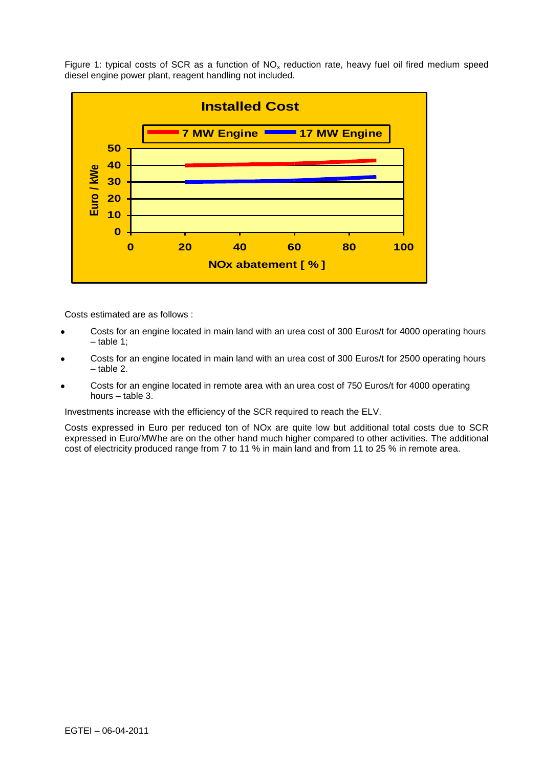Figure 1: typical costs of SCR as a function of $NO_x$ reduction rate, heavy fuel oil fired medium speed diesel engine power plant, reagent handling not included.

Costs estimated are as follows :

- Costs for an engine located in main land with an urea cost of 300 Euros/t for 4000 operating hours – table 1;
- Costs for an engine located in main land with an urea cost of 300 Euros/t for 2500 operating hours – table 2.
- Costs for an engine located in remote area with an urea cost of 750 Euros/t for 4000 operating hours – table 3.

Investments increase with the efficiency of the SCR required to reach the ELV.

Costs expressed in Euro per reduced ton of NOx are quite low but additional total costs due to SCR expressed in Euro/MWhe are on the other hand much higher compared to other activities. The additional cost of electricity produced range from 7 to 11 % in main land and from 11 to 25 % in remote area.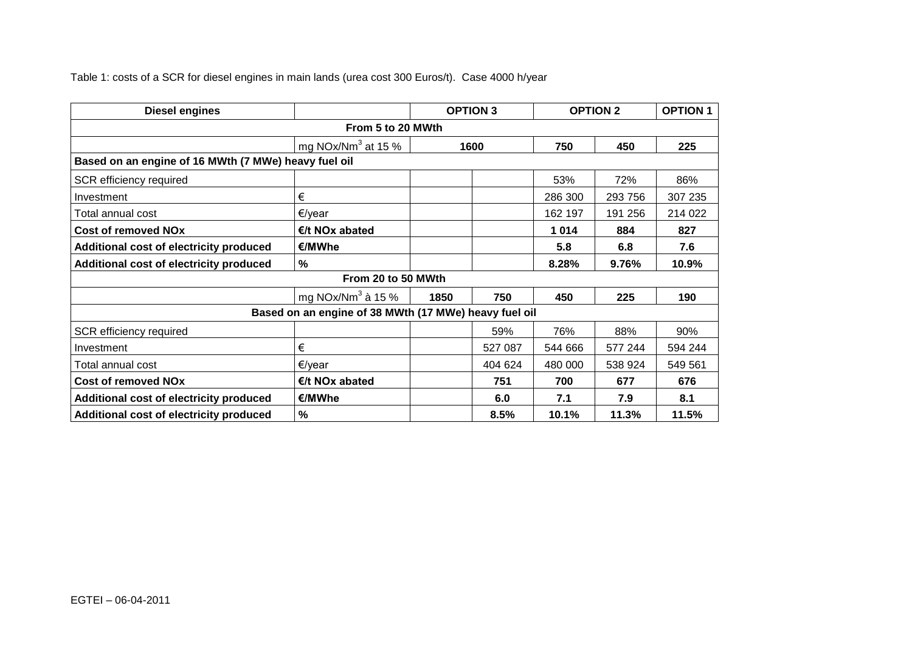Table 1: costs of a SCR for diesel engines in main lands (urea cost 300 Euros/t). Case 4000 h/year

| Diesel engines | | OPTION 3 | | OPTION 2 | | OPTION 1 |
|---|---|---|---|---|---|---|
| **From 5 to 20 MWth** | | | | | | |
| | mg NOx/$Nm^3$ at 15 % | 1600 | | 750 | 450 | 225 |
| **Based on an engine of 16 MWth (7 MWe) heavy fuel oil** | | | | | | |
| SCR efficiency required | | | | 53% | 72% | 86% |
| Investment | € | | | 286 300 | 293 756 | 307 235 |
| Total annual cost | €/year | | | 162 197 | 191 256 | 214 022 |
| **Cost of removed NOx** | **€/t NOx abated** | | | **1 014** | **884** | **827** |
| **Additional cost of electricity produced** | **€/MWhe** | | | **5.8** | **6.8** | **7.6** |
| **Additional cost of electricity produced** | **%** | | | **8.28%** | **9.76%** | **10.9%** |
| **From 20 to 50 MWth** | | | | | | |
| | mg NOx/$Nm^3$ à 15 % | 1850 | 750 | 450 | 225 | 190 |
| **Based on an engine of 38 MWth (17 MWe) heavy fuel oil** | | | | | | |
| SCR efficiency required | | | 59% | 76% | 88% | 90% |
| Investment | € | | 527 087 | 544 666 | 577 244 | 594 244 |
| Total annual cost | €/year | | 404 624 | 480 000 | 538 924 | 549 561 |
| **Cost of removed NOx** | **€/t NOx abated** | | **751** | **700** | **677** | **676** |
| **Additional cost of electricity produced** | **€/MWhe** | | **6.0** | **7.1** | **7.9** | **8.1** |
| **Additional cost of electricity produced** | **%** | | **8.5%** | **10.1%** | **11.3%** | **11.5%** |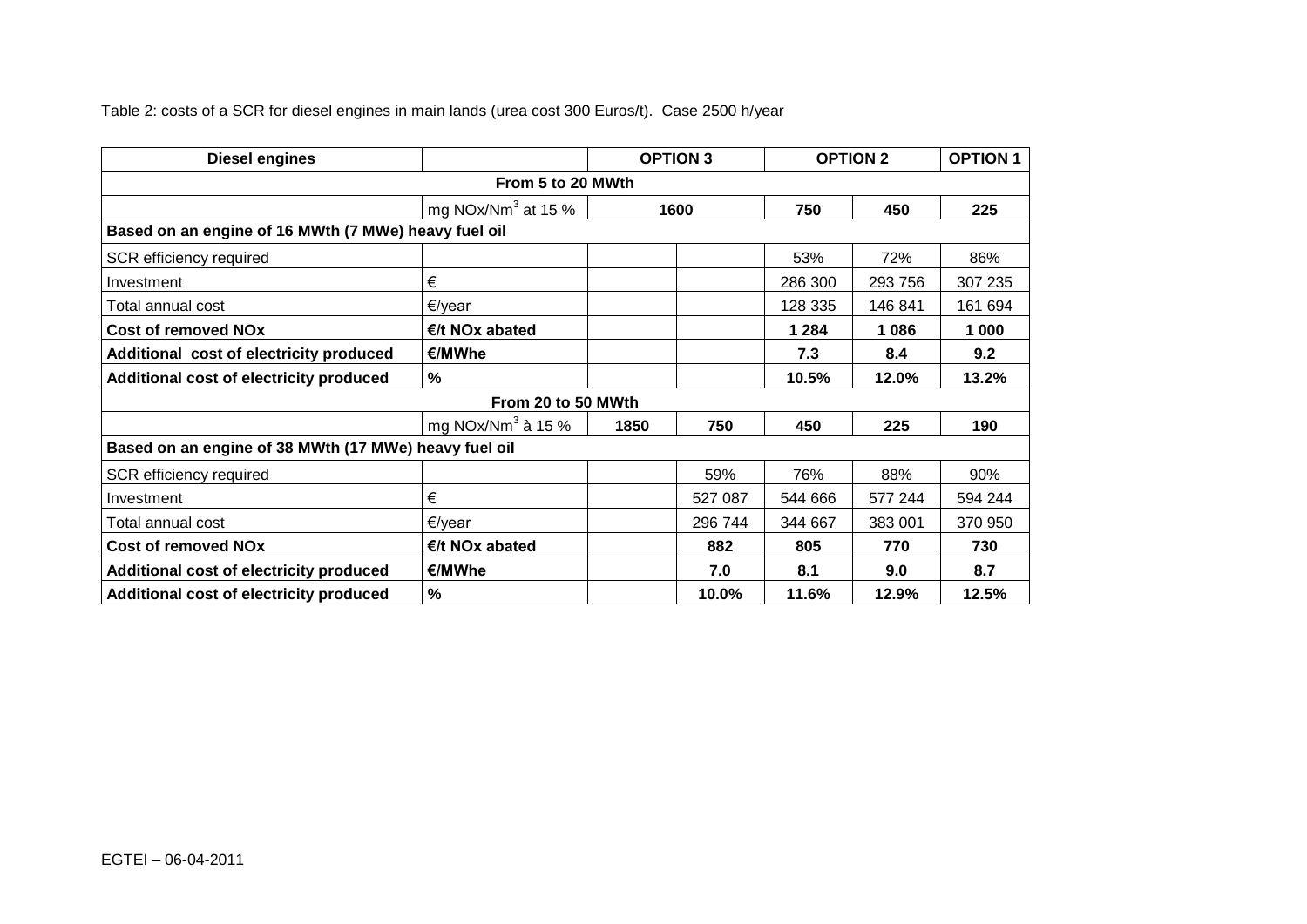Table 2: costs of a SCR for diesel engines in main lands (urea cost 300 Euros/t). Case 2500 h/year

| **Diesel engines** | | **OPTION 3** | | **OPTION 2** | | **OPTION 1** |
|---|---|---|---|---|---|---|
| **From 5 to 20 MWth** | | | | | | |
| | mg NOx/Nm$^3$ at 15 % | **1600** | | **750** | **450** | **225** |
| **Based on an engine of 16 MWth (7 MWe) heavy fuel oil** | | | | | | |
| SCR efficiency required | | | | 53% | 72% | 86% |
| Investment | € | | | 286 300 | 293 756 | 307 235 |
| Total annual cost | €/year | | | 128 335 | 146 841 | 161 694 |
| **Cost of removed NOx** | **€/t NOx abated** | | | **1 284** | **1 086** | **1 000** |
| **Additional cost of electricity produced** | **€/MWhe** | | | **7.3** | **8.4** | **9.2** |
| **Additional cost of electricity produced** | **%** | | | **10.5%** | **12.0%** | **13.2%** |
| **From 20 to 50 MWth** | | | | | | |
| | mg NOx/Nm$^3$ à 15 % | **1850** | **750** | **450** | **225** | **190** |
| **Based on an engine of 38 MWth (17 MWe) heavy fuel oil** | | | | | | |
| SCR efficiency required | | | 59% | 76% | 88% | 90% |
| Investment | € | | 527 087 | 544 666 | 577 244 | 594 244 |
| Total annual cost | €/year | | 296 744 | 344 667 | 383 001 | 370 950 |
| **Cost of removed NOx** | **€/t NOx abated** | | **882** | **805** | **770** | **730** |
| **Additional cost of electricity produced** | **€/MWhe** | | **7.0** | **8.1** | **9.0** | **8.7** |
| **Additional cost of electricity produced** | **%** | | **10.0%** | **11.6%** | **12.9%** | **12.5%** |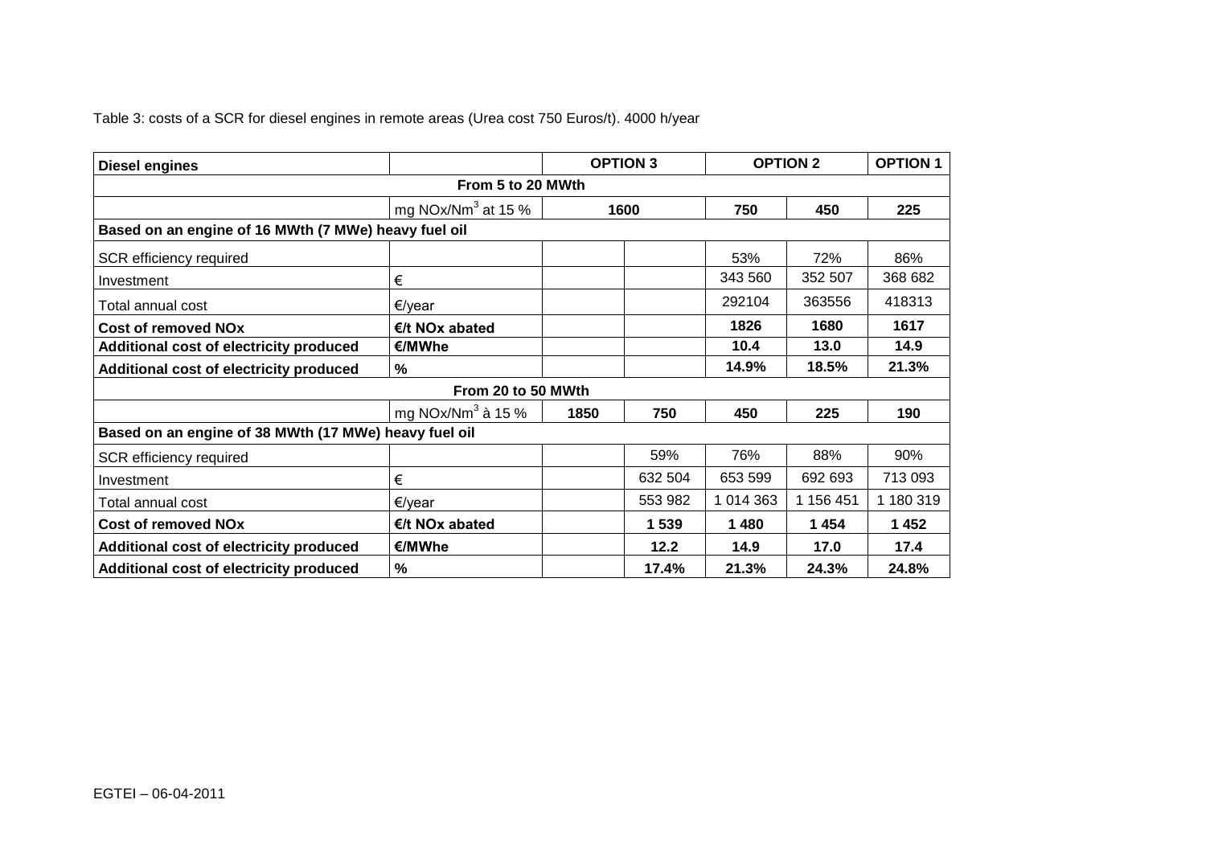Table 3: costs of a SCR for diesel engines in remote areas (Urea cost 750 Euros/t). 4000 h/year

| Diesel engines | | OPTION 3 | | OPTION 2 | | OPTION 1 |
|---|---|---|---|---|---|---|
| From 5 to 20 MWth | | | | | | |
| | mg NOx/Nm$^3$ at 15 % | 1600 | | 750 | 450 | 225 |
| Based on an engine of 16 MWth (7 MWe) heavy fuel oil | | | | | | |
| SCR efficiency required | | | | 53% | 72% | 86% |
| Investment | € | | | 343 560 | 352 507 | 368 682 |
| Total annual cost | €/year | | | 292104 | 363556 | 418313 |
| **Cost of removed NOx** | **€/t NOx abated** | | | **1826** | **1680** | **1617** |
| **Additional cost of electricity produced** | **€/MWhe** | | | **10.4** | **13.0** | **14.9** |
| **Additional cost of electricity produced** | **%** | | | **14.9%** | **18.5%** | **21.3%** |
| From 20 to 50 MWth | | | | | | |
| | mg NOx/Nm$^3$ à 15 % | 1850 | 750 | 450 | 225 | 190 |
| Based on an engine of 38 MWth (17 MWe) heavy fuel oil | | | | | | |
| SCR efficiency required | | | 59% | 76% | 88% | 90% |
| Investment | € | | 632 504 | 653 599 | 692 693 | 713 093 |
| Total annual cost | €/year | | 553 982 | 1 014 363 | 1 156 451 | 1 180 319 |
| **Cost of removed NOx** | **€/t NOx abated** | | **1 539** | **1 480** | **1 454** | **1 452** |
| **Additional cost of electricity produced** | **€/MWhe** | | **12.2** | **14.9** | **17.0** | **17.4** |
| **Additional cost of electricity produced** | **%** | | **17.4%** | **21.3%** | **24.3%** | **24.8%** |

EGTEI – 06-04-2011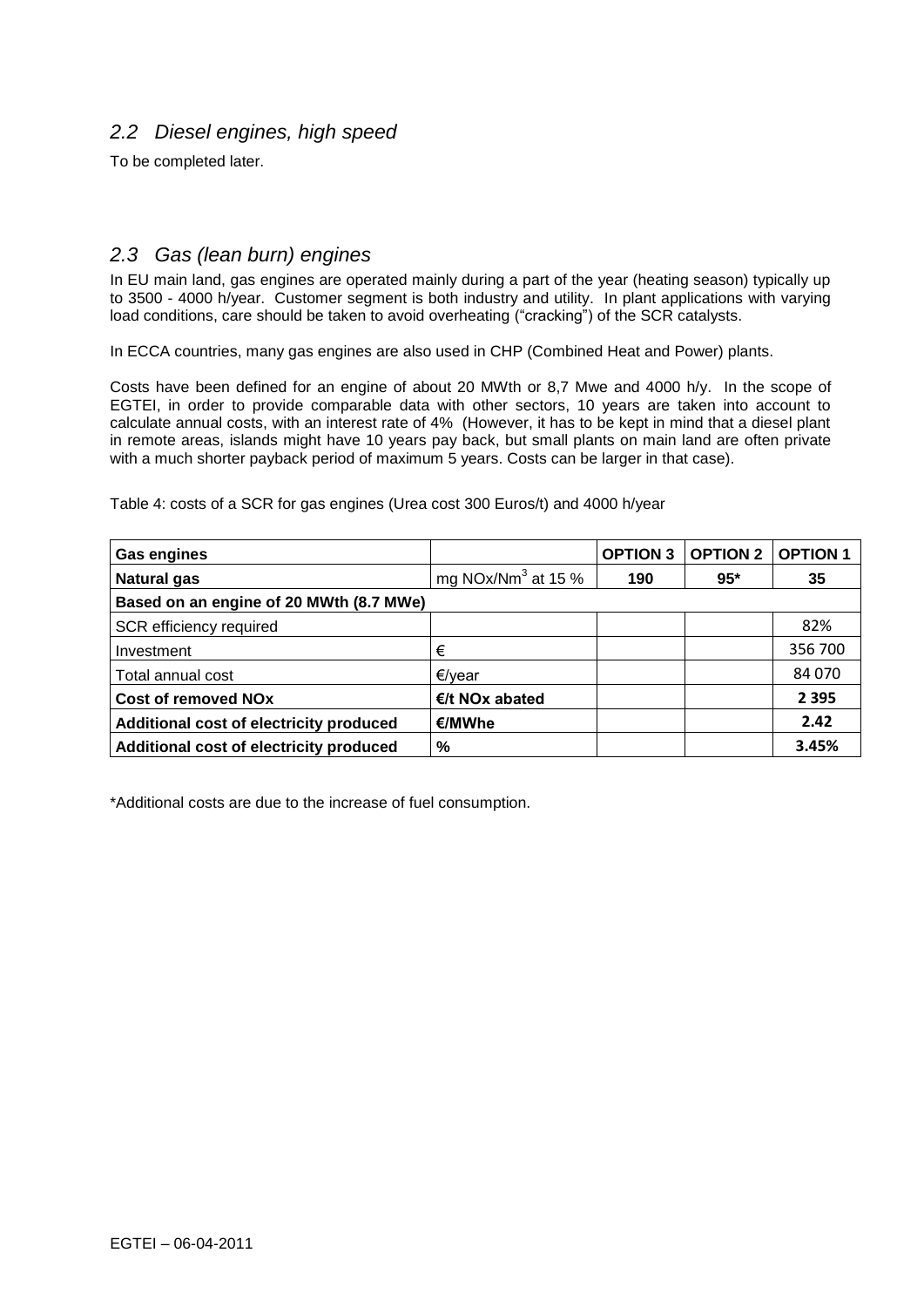## *2.2 Diesel engines, high speed*

To be completed later.

## *2.3 Gas (lean burn) engines*

In EU main land, gas engines are operated mainly during a part of the year (heating season) typically up to 3500 - 4000 h/year. Customer segment is both industry and utility. In plant applications with varying load conditions, care should be taken to avoid overheating ("cracking") of the SCR catalysts.

In ECCA countries, many gas engines are also used in CHP (Combined Heat and Power) plants.

Costs have been defined for an engine of about 20 MWth or 8,7 Mwe and 4000 h/y. In the scope of EGTEI, in order to provide comparable data with other sectors, 10 years are taken into account to calculate annual costs, with an interest rate of 4% (However, it has to be kept in mind that a diesel plant in remote areas, islands might have 10 years pay back, but small plants on main land are often private with a much shorter payback period of maximum 5 years. Costs can be larger in that case).

Table 4: costs of a SCR for gas engines (Urea cost 300 Euros/t) and 4000 h/year

| **Gas engines** | | **OPTION 3** | **OPTION 2** | **OPTION 1** |
|---|---|---|---|---|
| **Natural gas** | mg NOx/Nm$^3$ at 15 % | **190** | **95*** | **35** |
| **Based on an engine of 20 MWth (8.7 MWe)** | | | | |
| SCR efficiency required | | | | 82% |
| Investment | € | | | 356 700 |
| Total annual cost | €/year | | | 84 070 |
| **Cost of removed NOx** | **€/t NOx abated** | | | **2 395** |
| **Additional cost of electricity produced** | **€/MWhe** | | | **2.42** |
| **Additional cost of electricity produced** | **%** | | | **3.45%** |

*Additional costs are due to the increase of fuel consumption.